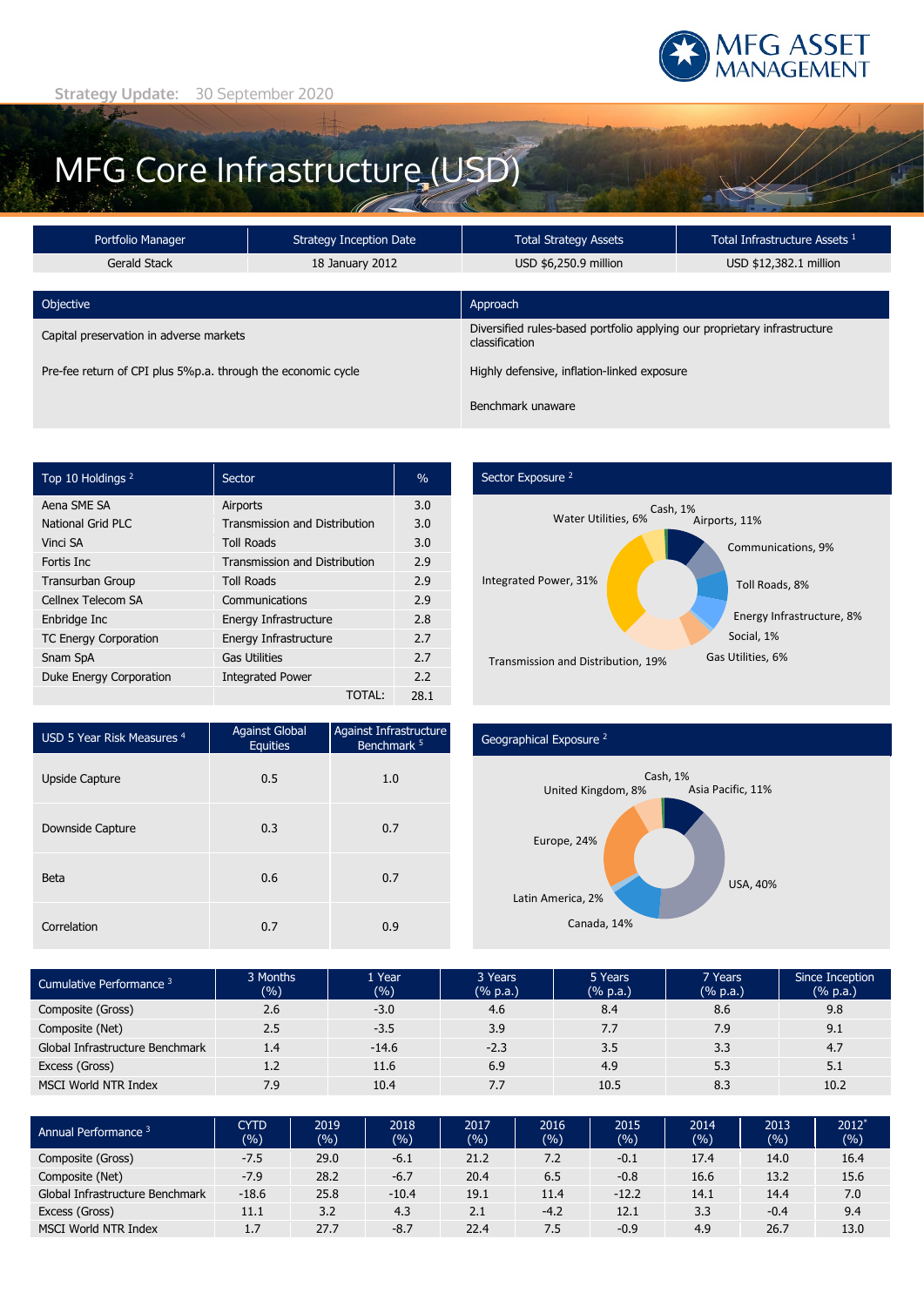Strategy Update: 30 September 2020

# MFG Core Infrastructure (USD)

| Portfolio Manager | Strategy Inception Date | Total Strategy Assets | Total Infrastructure Assets [1] |
|---|---|---|---|
| Gerald Stack | 18 January 2012 | USD $6,250.9 million | USD $12,382.1 million |

| Objective | Approach |
|---|---|
| Capital preservation in adverse markets | Diversified rules-based portfolio applying our proprietary infrastructure classification |
| Pre-fee return of CPI plus 5%p.a. through the economic cycle | Highly defensive, inflation-linked exposure |
| | Benchmark unaware |

| Top 10 Holdings [2] | Sector | % |
|---|---|---|
| Aena SME SA | Airports | 3.0 |
| National Grid PLC | Transmission and Distribution | 3.0 |
| Vinci SA | Toll Roads | 3.0 |
| Fortis Inc | Transmission and Distribution | 2.9 |
| Transurban Group | Toll Roads | 2.9 |
| Cellnex Telecom SA | Communications | 2.9 |
| Enbridge Inc | Energy Infrastructure | 2.8 |
| TC Energy Corporation | Energy Infrastructure | 2.7 |
| Snam SpA | Gas Utilities | 2.7 |
| Duke Energy Corporation | Integrated Power | 2.2 |
| | TOTAL: | 28.1 |

## Sector Exposure [2]

Cash, 1%; Airports, 11%; Communications, 9%; Toll Roads, 8%; Energy Infrastructure, 8%; Social, 1%; Gas Utilities, 6%; Transmission and Distribution, 19%; Integrated Power, 31%; Water Utilities, 6%

| USD 5 Year Risk Measures [4] | Against Global Equities | Against Infrastructure Benchmark [5] |
|---|---|---|
| Upside Capture | 0.5 | 1.0 |
| Downside Capture | 0.3 | 0.7 |
| Beta | 0.6 | 0.7 |
| Correlation | 0.7 | 0.9 |

## Geographical Exposure [2]

Cash, 1%; Asia Pacific, 11%; USA, 40%; Canada, 14%; Latin America, 2%; Europe, 24%; United Kingdom, 8%

| Cumulative Performance [3] | 3 Months (%) | 1 Year (%) | 3 Years (% p.a.) | 5 Years (% p.a.) | 7 Years (% p.a.) | Since Inception (% p.a.) |
|---|---|---|---|---|---|---|
| Composite (Gross) | 2.6 | -3.0 | 4.6 | 8.4 | 8.6 | 9.8 |
| Composite (Net) | 2.5 | -3.5 | 3.9 | 7.7 | 7.9 | 9.1 |
| Global Infrastructure Benchmark | 1.4 | -14.6 | -2.3 | 3.5 | 3.3 | 4.7 |
| Excess (Gross) | 1.2 | 11.6 | 6.9 | 4.9 | 5.3 | 5.1 |
| MSCI World NTR Index | 7.9 | 10.4 | 7.7 | 10.5 | 8.3 | 10.2 |

| Annual Performance [3] | CYTD (%) | 2019 (%) | 2018 (%) | 2017 (%) | 2016 (%) | 2015 (%) | 2014 (%) | 2013 (%) | 2012* (%) |
|---|---|---|---|---|---|---|---|---|---|
| Composite (Gross) | -7.5 | 29.0 | -6.1 | 21.2 | 7.2 | -0.1 | 17.4 | 14.0 | 16.4 |
| Composite (Net) | -7.9 | 28.2 | -6.7 | 20.4 | 6.5 | -0.8 | 16.6 | 13.2 | 15.6 |
| Global Infrastructure Benchmark | -18.6 | 25.8 | -10.4 | 19.1 | 11.4 | -12.2 | 14.1 | 14.4 | 7.0 |
| Excess (Gross) | 11.1 | 3.2 | 4.3 | 2.1 | -4.2 | 12.1 | 3.3 | -0.4 | 9.4 |
| MSCI World NTR Index | 1.7 | 27.7 | -8.7 | 22.4 | 7.5 | -0.9 | 4.9 | 26.7 | 13.0 |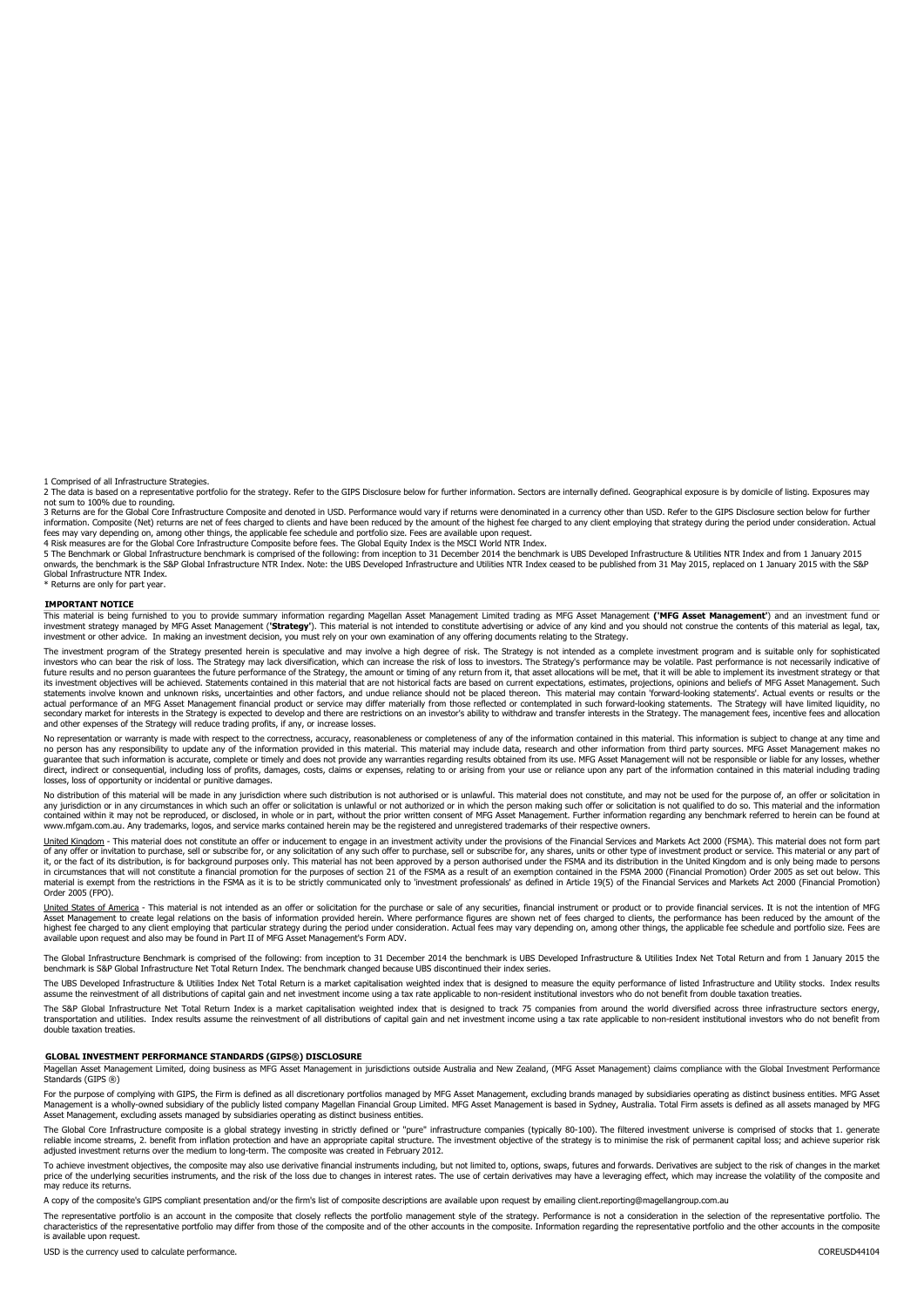1 Comprised of all Infrastructure Strategies.

2 The data is based on a representative portfolio for the strategy. Refer to the GIPS Disclosure below for further information. Sectors are internally defined. Geographical exposure is by domicile of listing. Exposures may not sum to 100% due to rounding.

3 Returns are for the Global Core Infrastructure Composite and denoted in USD. Performance would vary if returns were denominated in a currency other than USD. Refer to the GIPS Disclosure section below for further information. Composite (Net) returns are net of fees charged to clients and have been reduced by the amount of the highest fee charged to any client employing that strategy during the period under consideration. Actual fees may vary depending on, among other things, the applicable fee schedule and portfolio size. Fees are available upon request.

4 Risk measures are for the Global Core Infrastructure Composite before fees. The Global Equity Index is the MSCI World NTR Index.

5 The Benchmark or Global Infrastructure benchmark is comprised of the following: from inception to 31 December 2014 the benchmark is UBS Developed Infrastructure & Utilities NTR Index and from 1 January 2015 onwards, the benchmark is the S&P Global Infrastructure NTR Index. Note: the UBS Developed Infrastructure and Utilities NTR Index ceased to be published from 31 May 2015, replaced on 1 January 2015 with the S&P Global Infrastructure NTR Index.

\* Returns are only for part year.

## IMPORTANT NOTICE

This material is being furnished to you to provide summary information regarding Magellan Asset Management Limited trading as MFG Asset Management (**'MFG Asset Management'**) and an investment fund or investment strategy managed by MFG Asset Management (**'Strategy'**). This material is not intended to constitute advertising or advice of any kind and you should not construe the contents of this material as legal, tax, investment or other advice. In making an investment decision, you must rely on your own examination of any offering documents relating to the Strategy.

The investment program of the Strategy presented herein is speculative and may involve a high degree of risk. The Strategy is not intended as a complete investment program and is suitable only for sophisticated investors who can bear the risk of loss. The Strategy may lack diversification, which can increase the risk of loss to investors. The Strategy's performance may be volatile. Past performance is not necessarily indicative of future results and no person guarantees the future performance of the Strategy, the amount or timing of any return from it, that asset allocations will be met, that it will be able to implement its investment strategy or that its investment objectives will be achieved. Statements contained in this material that are not historical facts are based on current expectations, estimates, projections, opinions and beliefs of MFG Asset Management. Such statements involve known and unknown risks, uncertainties and other factors, and undue reliance should not be placed thereon. This material may contain 'forward-looking statements'. Actual events or results or the actual performance of an MFG Asset Management financial product or service may differ materially from those reflected or contemplated in such forward-looking statements. The Strategy will have limited liquidity, no secondary market for interests in the Strategy is expected to develop and there are restrictions on an investor's ability to withdraw and transfer interests in the Strategy. The management fees, incentive fees and allocation and other expenses of the Strategy will reduce trading profits, if any, or increase losses.

No representation or warranty is made with respect to the correctness, accuracy, reasonableness or completeness of any of the information contained in this material. This information is subject to change at any time and no person has any responsibility to update any of the information provided in this material. This material may include data, research and other information from third party sources. MFG Asset Management makes no guarantee that such information is accurate, complete or timely and does not provide any warranties regarding results obtained from its use. MFG Asset Management will not be responsible or liable for any losses, whether direct, indirect or consequential, including loss of profits, damages, costs, claims or expenses, relating to or arising from your use or reliance upon any part of the information contained in this material including trading losses, loss of opportunity or incidental or punitive damages.

No distribution of this material will be made in any jurisdiction where such distribution is not authorised or is unlawful. This material does not constitute, and may not be used for the purpose of, an offer or solicitation in any jurisdiction or in any circumstances in which such an offer or solicitation is unlawful or not authorized or in which the person making such offer or solicitation is not qualified to do so. This material and the information contained within it may not be reproduced, or disclosed, in whole or in part, without the prior written consent of MFG Asset Management. Further information regarding any benchmark referred to herein can be found at www.mfgam.com.au. Any trademarks, logos, and service marks contained herein may be the registered and unregistered trademarks of their respective owners.

United Kingdom - This material does not constitute an offer or inducement to engage in an investment activity under the provisions of the Financial Services and Markets Act 2000 (FSMA). This material does not form part of any offer or invitation to purchase, sell or subscribe for, or any solicitation of any such offer to purchase, sell or subscribe for, any shares, units or other type of investment product or service. This material or any part of it, or the fact of its distribution, is for background purposes only. This material has not been approved by a person authorised under the FSMA and its distribution in the United Kingdom and is only being made to persons in circumstances that will not constitute a financial promotion for the purposes of section 21 of the FSMA as a result of an exemption contained in the FSMA 2000 (Financial Promotion) Order 2005 as set out below. This material is exempt from the restrictions in the FSMA as it is to be strictly communicated only to 'investment professionals' as defined in Article 19(5) of the Financial Services and Markets Act 2000 (Financial Promotion) Order 2005 (FPO).

United States of America - This material is not intended as an offer or solicitation for the purchase or sale of any securities, financial instrument or product or to provide financial services. It is not the intention of MFG Asset Management to create legal relations on the basis of information provided herein. Where performance figures are shown net of fees charged to clients, the performance has been reduced by the amount of the highest fee charged to any client employing that particular strategy during the period under consideration. Actual fees may vary depending on, among other things, the applicable fee schedule and portfolio size. Fees are available upon request and also may be found in Part II of MFG Asset Management's Form ADV.

The Global Infrastructure Benchmark is comprised of the following: from inception to 31 December 2014 the benchmark is UBS Developed Infrastructure & Utilities Index Net Total Return and from 1 January 2015 the benchmark is S&P Global Infrastructure Net Total Return Index. The benchmark changed because UBS discontinued their index series.

The UBS Developed Infrastructure & Utilities Index Net Total Return is a market capitalisation weighted index that is designed to measure the equity performance of listed Infrastructure and Utility stocks. Index results assume the reinvestment of all distributions of capital gain and net investment income using a tax rate applicable to non-resident institutional investors who do not benefit from double taxation treaties.

The S&P Global Infrastructure Net Total Return Index is a market capitalisation weighted index that is designed to track 75 companies from around the world diversified across three infrastructure sectors energy, transportation and utilities. Index results assume the reinvestment of all distributions of capital gain and net investment income using a tax rate applicable to non-resident institutional investors who do not benefit from double taxation treaties.

## GLOBAL INVESTMENT PERFORMANCE STANDARDS (GIPS®) DISCLOSURE

Magellan Asset Management Limited, doing business as MFG Asset Management in jurisdictions outside Australia and New Zealand, (MFG Asset Management) claims compliance with the Global Investment Performance Standards (GIPS ®)

For the purpose of complying with GIPS, the Firm is defined as all discretionary portfolios managed by MFG Asset Management, excluding brands managed by subsidiaries operating as distinct business entities. MFG Asset Management is a wholly-owned subsidiary of the publicly listed company Magellan Financial Group Limited. MFG Asset Management is based in Sydney, Australia. Total Firm assets is defined as all assets managed by MFG Asset Management, excluding assets managed by subsidiaries operating as distinct business entities.

The Global Core Infrastructure composite is a global strategy investing in strictly defined or "pure" infrastructure companies (typically 80-100). The filtered investment universe is comprised of stocks that 1. generate reliable income streams, 2. benefit from inflation protection and have an appropriate capital structure. The investment objective of the strategy is to minimise the risk of permanent capital loss; and achieve superior risk adjusted investment returns over the medium to long-term. The composite was created in February 2012.

To achieve investment objectives, the composite may also use derivative financial instruments including, but not limited to, options, swaps, futures and forwards. Derivatives are subject to the risk of changes in the market price of the underlying securities instruments, and the risk of the loss due to changes in interest rates. The use of certain derivatives may have a leveraging effect, which may increase the volatility of the composite and may reduce its returns.

A copy of the composite's GIPS compliant presentation and/or the firm's list of composite descriptions are available upon request by emailing client.reporting@magellangroup.com.au

The representative portfolio is an account in the composite that closely reflects the portfolio management style of the strategy. Performance is not a consideration in the selection of the representative portfolio. The characteristics of the representative portfolio may differ from those of the composite and of the other accounts in the composite. Information regarding the representative portfolio and the other accounts in the composite is available upon request.

USD is the currency used to calculate performance.

COREUSD44104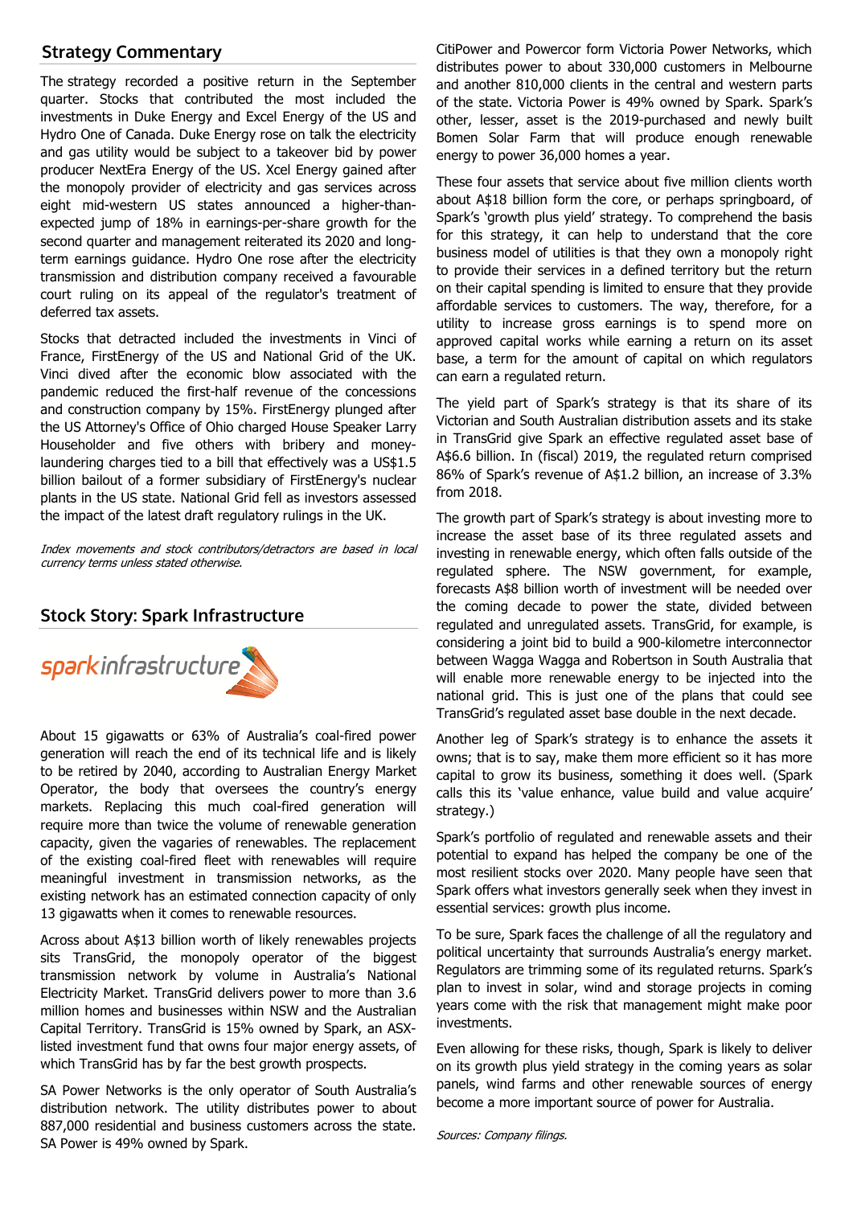## Strategy Commentary

The strategy recorded a positive return in the September quarter. Stocks that contributed the most included the investments in Duke Energy and Excel Energy of the US and Hydro One of Canada. Duke Energy rose on talk the electricity and gas utility would be subject to a takeover bid by power producer NextEra Energy of the US. Xcel Energy gained after the monopoly provider of electricity and gas services across eight mid-western US states announced a higher-than-expected jump of 18% in earnings-per-share growth for the second quarter and management reiterated its 2020 and long-term earnings guidance. Hydro One rose after the electricity transmission and distribution company received a favourable court ruling on its appeal of the regulator's treatment of deferred tax assets.

Stocks that detracted included the investments in Vinci of France, FirstEnergy of the US and National Grid of the UK. Vinci dived after the economic blow associated with the pandemic reduced the first-half revenue of the concessions and construction company by 15%. FirstEnergy plunged after the US Attorney's Office of Ohio charged House Speaker Larry Householder and five others with bribery and money-laundering charges tied to a bill that effectively was a US$1.5 billion bailout of a former subsidiary of FirstEnergy's nuclear plants in the US state. National Grid fell as investors assessed the impact of the latest draft regulatory rulings in the UK.

*Index movements and stock contributors/detractors are based in local currency terms unless stated otherwise.*

## Stock Story: Spark Infrastructure

sparkinfrastructure

About 15 gigawatts or 63% of Australia's coal-fired power generation will reach the end of its technical life and is likely to be retired by 2040, according to Australian Energy Market Operator, the body that oversees the country's energy markets. Replacing this much coal-fired generation will require more than twice the volume of renewable generation capacity, given the vagaries of renewables. The replacement of the existing coal-fired fleet with renewables will require meaningful investment in transmission networks, as the existing network has an estimated connection capacity of only 13 gigawatts when it comes to renewable resources.

Across about A$13 billion worth of likely renewables projects sits TransGrid, the monopoly operator of the biggest transmission network by volume in Australia's National Electricity Market. TransGrid delivers power to more than 3.6 million homes and businesses within NSW and the Australian Capital Territory. TransGrid is 15% owned by Spark, an ASX-listed investment fund that owns four major energy assets, of which TransGrid has by far the best growth prospects.

SA Power Networks is the only operator of South Australia's distribution network. The utility distributes power to about 887,000 residential and business customers across the state. SA Power is 49% owned by Spark.

CitiPower and Powercor form Victoria Power Networks, which distributes power to about 330,000 customers in Melbourne and another 810,000 clients in the central and western parts of the state. Victoria Power is 49% owned by Spark. Spark's other, lesser, asset is the 2019-purchased and newly built Bomen Solar Farm that will produce enough renewable energy to power 36,000 homes a year.

These four assets that service about five million clients worth about A$18 billion form the core, or perhaps springboard, of Spark's 'growth plus yield' strategy. To comprehend the basis for this strategy, it can help to understand that the core business model of utilities is that they own a monopoly right to provide their services in a defined territory but the return on their capital spending is limited to ensure that they provide affordable services to customers. The way, therefore, for a utility to increase gross earnings is to spend more on approved capital works while earning a return on its asset base, a term for the amount of capital on which regulators can earn a regulated return.

The yield part of Spark's strategy is that its share of its Victorian and South Australian distribution assets and its stake in TransGrid give Spark an effective regulated asset base of A$6.6 billion. In (fiscal) 2019, the regulated return comprised 86% of Spark's revenue of A$1.2 billion, an increase of 3.3% from 2018.

The growth part of Spark's strategy is about investing more to increase the asset base of its three regulated assets and investing in renewable energy, which often falls outside of the regulated sphere. The NSW government, for example, forecasts A$8 billion worth of investment will be needed over the coming decade to power the state, divided between regulated and unregulated assets. TransGrid, for example, is considering a joint bid to build a 900-kilometre interconnector between Wagga Wagga and Robertson in South Australia that will enable more renewable energy to be injected into the national grid. This is just one of the plans that could see TransGrid's regulated asset base double in the next decade.

Another leg of Spark's strategy is to enhance the assets it owns; that is to say, make them more efficient so it has more capital to grow its business, something it does well. (Spark calls this its 'value enhance, value build and value acquire' strategy.)

Spark's portfolio of regulated and renewable assets and their potential to expand has helped the company be one of the most resilient stocks over 2020. Many people have seen that Spark offers what investors generally seek when they invest in essential services: growth plus income.

To be sure, Spark faces the challenge of all the regulatory and political uncertainty that surrounds Australia's energy market. Regulators are trimming some of its regulated returns. Spark's plan to invest in solar, wind and storage projects in coming years come with the risk that management might make poor investments.

Even allowing for these risks, though, Spark is likely to deliver on its growth plus yield strategy in the coming years as solar panels, wind farms and other renewable sources of energy become a more important source of power for Australia.

*Sources: Company filings.*